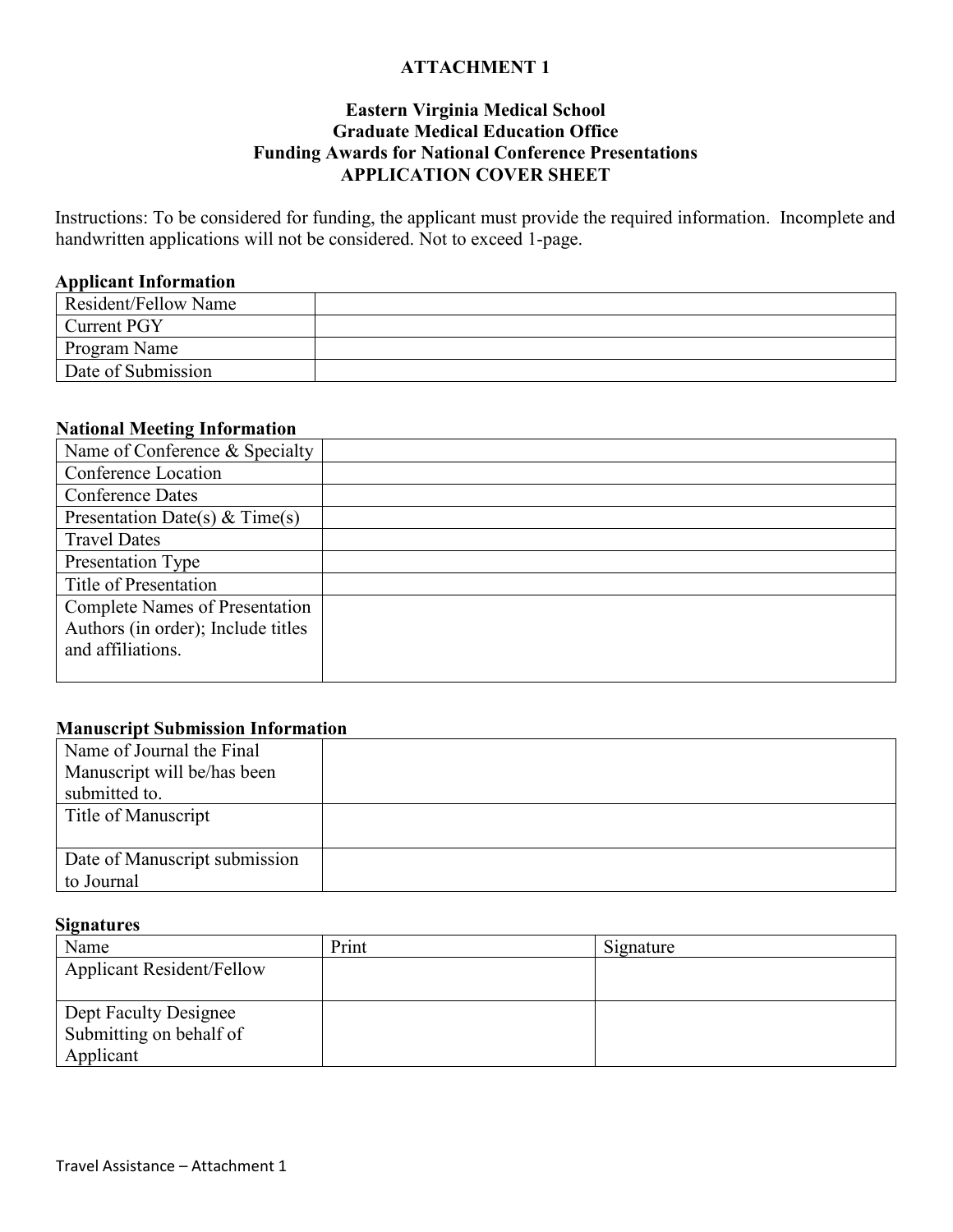**ATTACHMENT 1**

**Eastern Virginia Medical School**
**Graduate Medical Education Office**
**Funding Awards for National Conference Presentations**
**APPLICATION COVER SHEET**

Instructions: To be considered for funding, the applicant must provide the required information. Incomplete and handwritten applications will not be considered. Not to exceed 1-page.

**Applicant Information**

| | |
|---|---|
| Resident/Fellow Name | |
| Current PGY | |
| Program Name | |
| Date of Submission | |

**National Meeting Information**

| | |
|---|---|
| Name of Conference & Specialty | |
| Conference Location | |
| Conference Dates | |
| Presentation Date(s) & Time(s) | |
| Travel Dates | |
| Presentation Type | |
| Title of Presentation | |
| Complete Names of Presentation Authors (in order); Include titles and affiliations. | |

**Manuscript Submission Information**

| | |
|---|---|
| Name of Journal the Final Manuscript will be/has been submitted to. | |
| Title of Manuscript | |
| Date of Manuscript submission to Journal | |

**Signatures**

| Name | Print | Signature |
|---|---|---|
| Applicant Resident/Fellow | | |
| Dept Faculty Designee Submitting on behalf of Applicant | | |

Travel Assistance – Attachment 1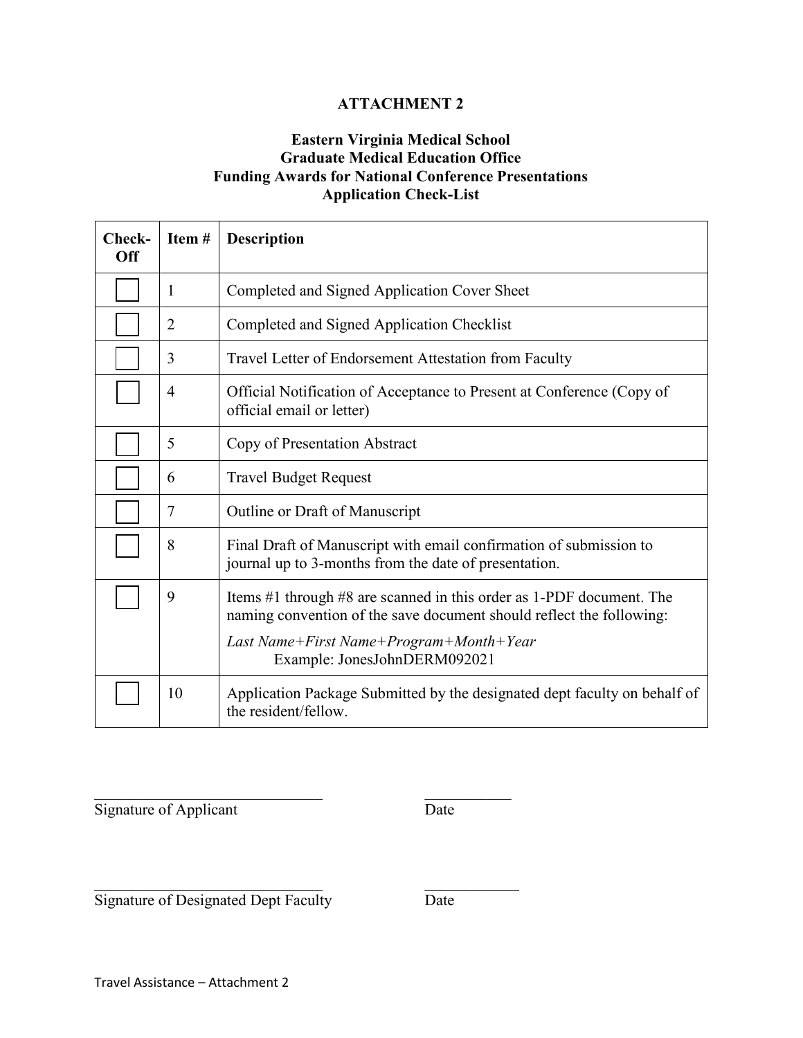**ATTACHMENT 2**

**Eastern Virginia Medical School**
**Graduate Medical Education Office**
**Funding Awards for National Conference Presentations**
**Application Check-List**

| Check-Off | Item # | Description |
|---|---|---|
| ☐ | 1 | Completed and Signed Application Cover Sheet |
| ☐ | 2 | Completed and Signed Application Checklist |
| ☐ | 3 | Travel Letter of Endorsement Attestation from Faculty |
| ☐ | 4 | Official Notification of Acceptance to Present at Conference (Copy of official email or letter) |
| ☐ | 5 | Copy of Presentation Abstract |
| ☐ | 6 | Travel Budget Request |
| ☐ | 7 | Outline or Draft of Manuscript |
| ☐ | 8 | Final Draft of Manuscript with email confirmation of submission to journal up to 3-months from the date of presentation. |
| ☐ | 9 | Items #1 through #8 are scanned in this order as 1-PDF document. The naming convention of the save document should reflect the following: *Last Name+First Name+Program+Month+Year* Example: JonesJohnDERM092021 |
| ☐ | 10 | Application Package Submitted by the designated dept faculty on behalf of the resident/fellow. |

______________________________ ___________
Signature of Applicant Date

______________________________ ___________
Signature of Designated Dept Faculty Date

Travel Assistance – Attachment 2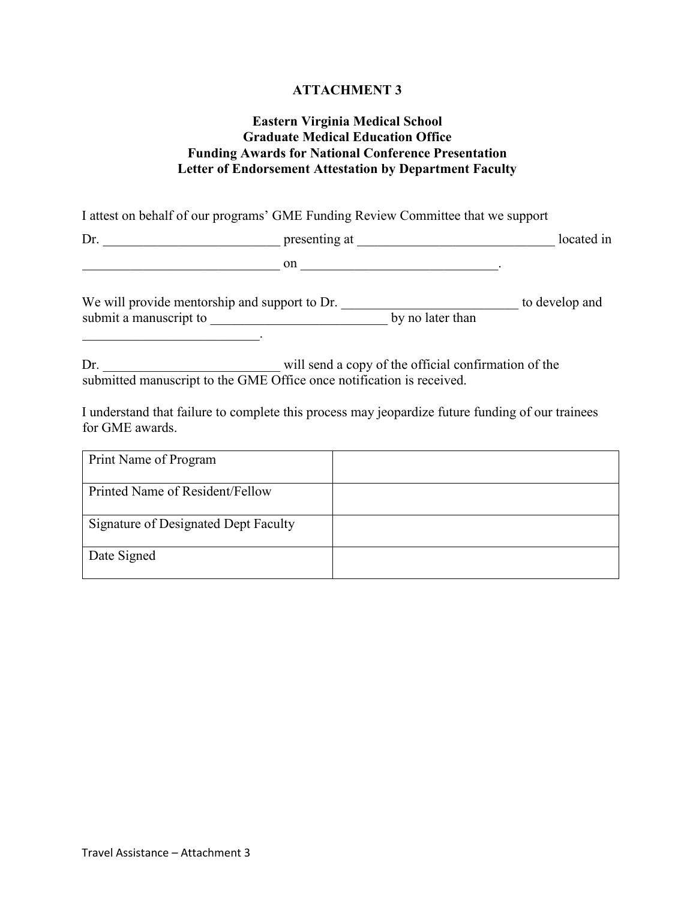**ATTACHMENT 3**

**Eastern Virginia Medical School**
**Graduate Medical Education Office**
**Funding Awards for National Conference Presentation**
**Letter of Endorsement Attestation by Department Faculty**

I attest on behalf of our programs' GME Funding Review Committee that we support

Dr. __________________________ presenting at _____________________________ located in _____________________________ on _____________________________.

We will provide mentorship and support to Dr. __________________________ to develop and submit a manuscript to __________________________ by no later than __________________________.

Dr. __________________________ will send a copy of the official confirmation of the submitted manuscript to the GME Office once notification is received.

I understand that failure to complete this process may jeopardize future funding of our trainees for GME awards.

| | |
|---|---|
| Print Name of Program | |
| Printed Name of Resident/Fellow | |
| Signature of Designated Dept Faculty | |
| Date Signed | |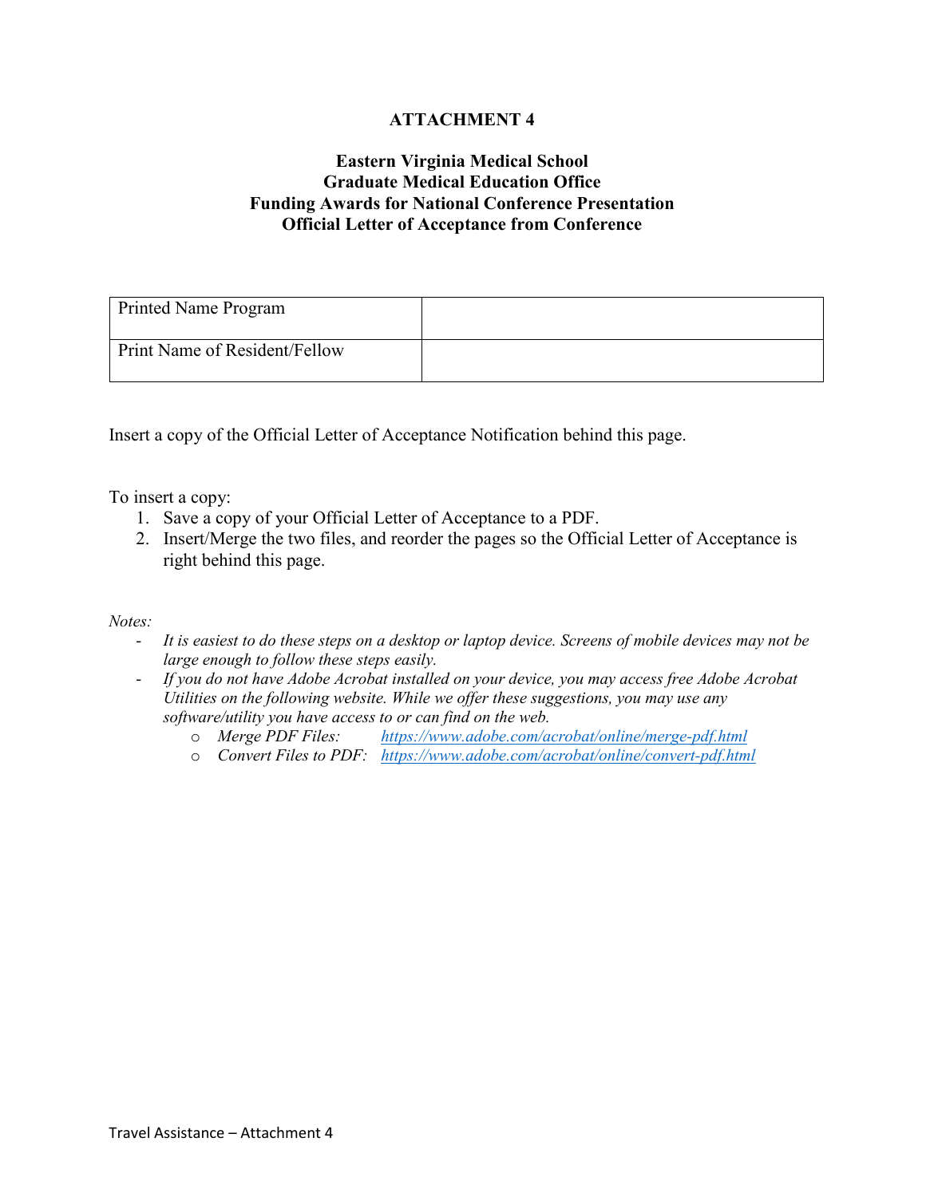# ATTACHMENT 4

## Eastern Virginia Medical School
## Graduate Medical Education Office
## Funding Awards for National Conference Presentation
## Official Letter of Acceptance from Conference

| Printed Name Program | |
|---|---|
| Print Name of Resident/Fellow | |

Insert a copy of the Official Letter of Acceptance Notification behind this page.

To insert a copy:

1. Save a copy of your Official Letter of Acceptance to a PDF.
2. Insert/Merge the two files, and reorder the pages so the Official Letter of Acceptance is right behind this page.

*Notes:*

- *It is easiest to do these steps on a desktop or laptop device. Screens of mobile devices may not be large enough to follow these steps easily.*
- *If you do not have Adobe Acrobat installed on your device, you may access free Adobe Acrobat Utilities on the following website. While we offer these suggestions, you may use any software/utility you have access to or can find on the web.*
  - *Merge PDF Files:* *https://www.adobe.com/acrobat/online/merge-pdf.html*
  - *Convert Files to PDF:* *https://www.adobe.com/acrobat/online/convert-pdf.html*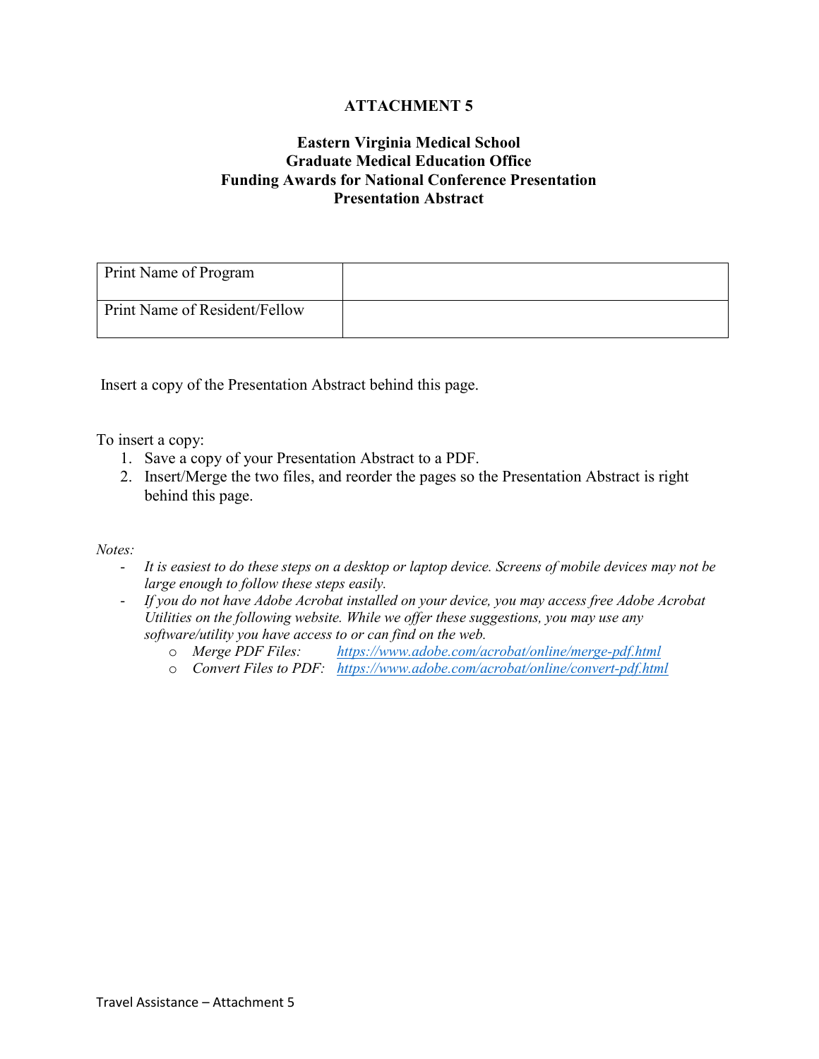**ATTACHMENT 5**

**Eastern Virginia Medical School**
**Graduate Medical Education Office**
**Funding Awards for National Conference Presentation**
**Presentation Abstract**

| Print Name of Program | |
|---|---|
| Print Name of Resident/Fellow | |

Insert a copy of the Presentation Abstract behind this page.

To insert a copy:

1. Save a copy of your Presentation Abstract to a PDF.
2. Insert/Merge the two files, and reorder the pages so the Presentation Abstract is right behind this page.

*Notes:*

- *It is easiest to do these steps on a desktop or laptop device. Screens of mobile devices may not be large enough to follow these steps easily.*
- *If you do not have Adobe Acrobat installed on your device, you may access free Adobe Acrobat Utilities on the following website. While we offer these suggestions, you may use any software/utility you have access to or can find on the web.*
  - *Merge PDF Files:* *https://www.adobe.com/acrobat/online/merge-pdf.html*
  - *Convert Files to PDF:* *https://www.adobe.com/acrobat/online/convert-pdf.html*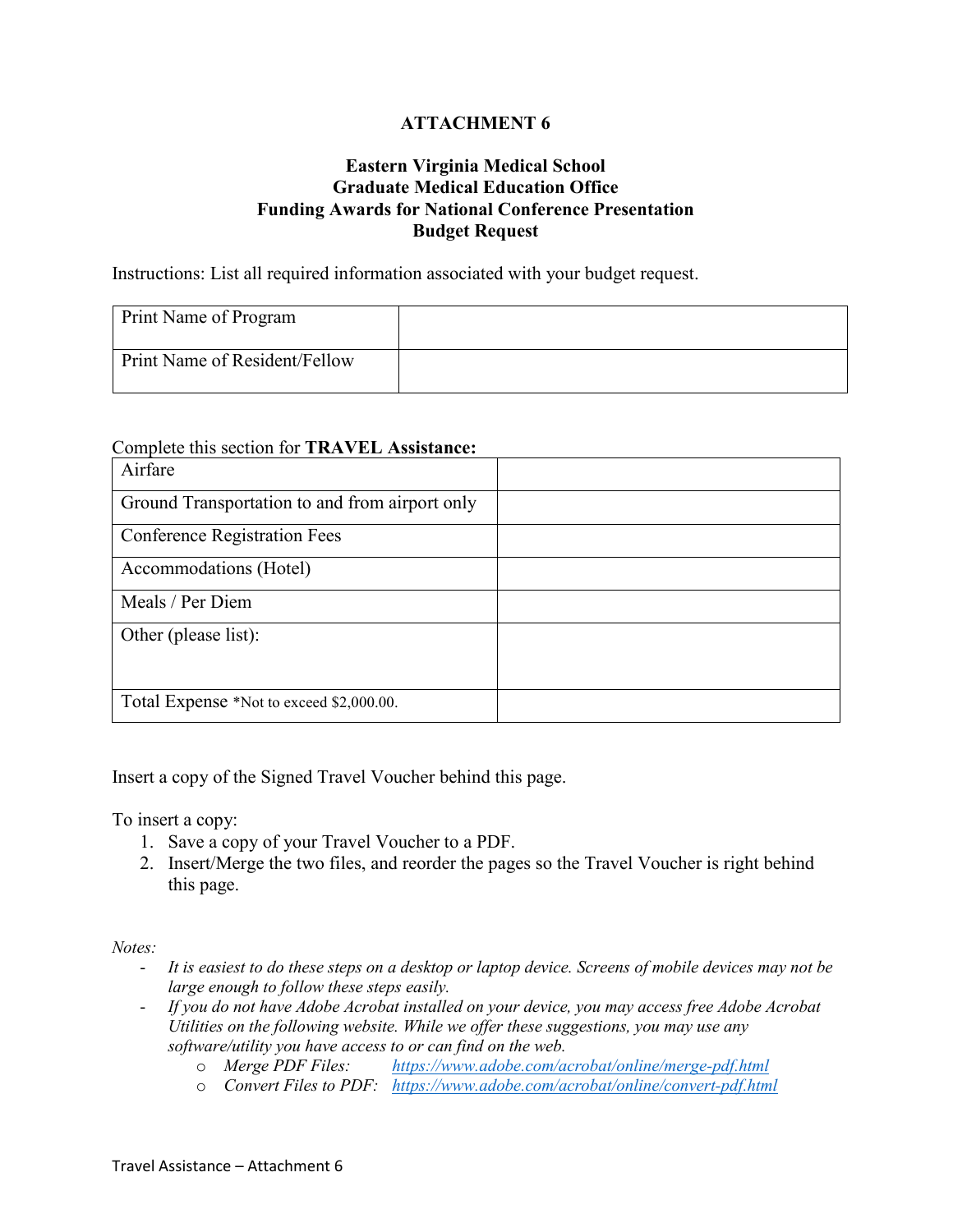**ATTACHMENT 6**

**Eastern Virginia Medical School**
**Graduate Medical Education Office**
**Funding Awards for National Conference Presentation**
**Budget Request**

Instructions: List all required information associated with your budget request.

| Print Name of Program | |
|---|---|
| Print Name of Resident/Fellow | |

Complete this section for **TRAVEL Assistance:**

| Airfare | |
|---|---|
| Ground Transportation to and from airport only | |
| Conference Registration Fees | |
| Accommodations (Hotel) | |
| Meals / Per Diem | |
| Other (please list): | |
| Total Expense *Not to exceed $2,000.00. | |

Insert a copy of the Signed Travel Voucher behind this page.

To insert a copy:

1. Save a copy of your Travel Voucher to a PDF.
2. Insert/Merge the two files, and reorder the pages so the Travel Voucher is right behind this page.

*Notes:*

- *It is easiest to do these steps on a desktop or laptop device. Screens of mobile devices may not be large enough to follow these steps easily.*
- *If you do not have Adobe Acrobat installed on your device, you may access free Adobe Acrobat Utilities on the following website. While we offer these suggestions, you may use any software/utility you have access to or can find on the web.*
    - *Merge PDF Files:* *https://www.adobe.com/acrobat/online/merge-pdf.html*
    - *Convert Files to PDF:* *https://www.adobe.com/acrobat/online/convert-pdf.html*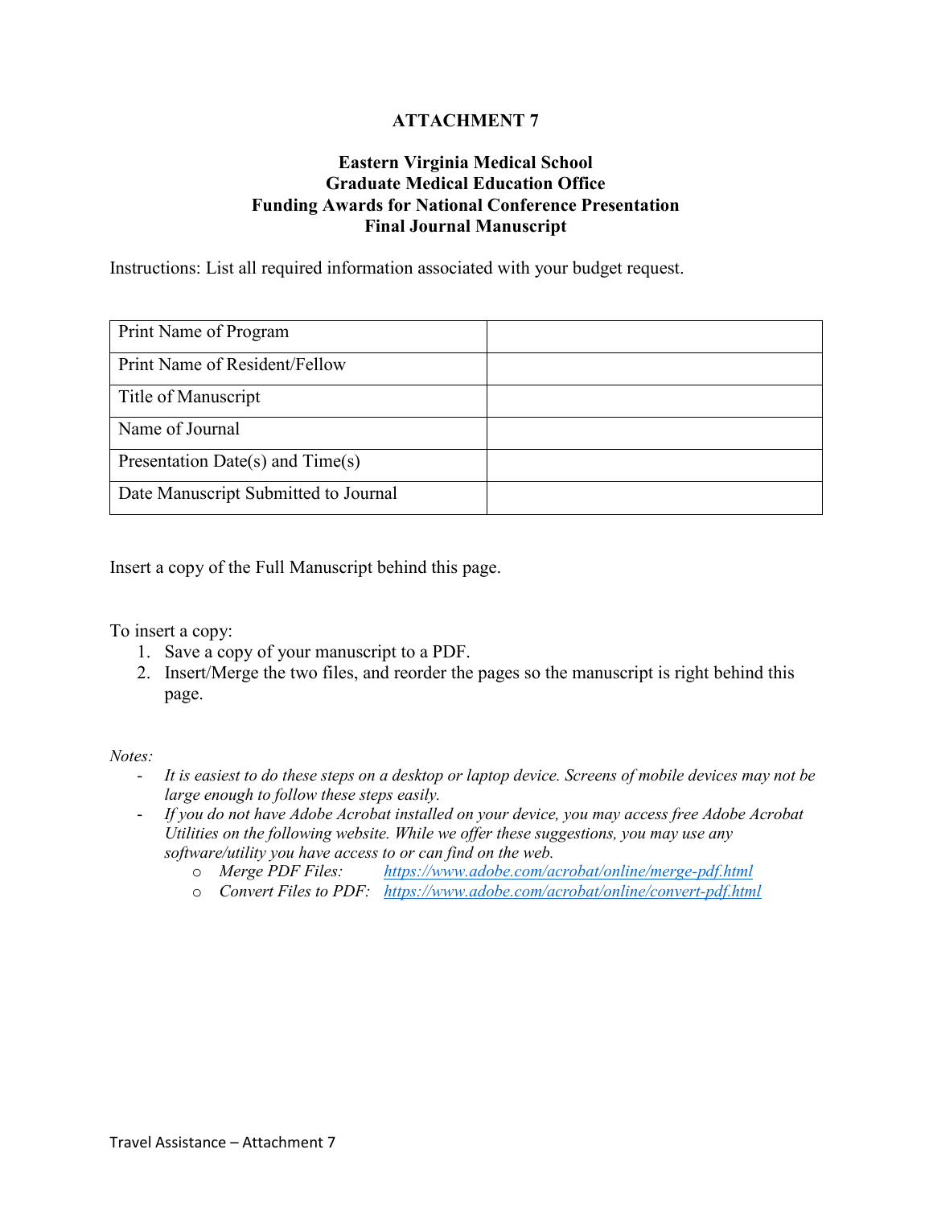# ATTACHMENT 7

## Eastern Virginia Medical School
## Graduate Medical Education Office
## Funding Awards for National Conference Presentation
## Final Journal Manuscript

Instructions: List all required information associated with your budget request.

| | |
|---|---|
| Print Name of Program | |
| Print Name of Resident/Fellow | |
| Title of Manuscript | |
| Name of Journal | |
| Presentation Date(s) and Time(s) | |
| Date Manuscript Submitted to Journal | |

Insert a copy of the Full Manuscript behind this page.

To insert a copy:

1. Save a copy of your manuscript to a PDF.
2. Insert/Merge the two files, and reorder the pages so the manuscript is right behind this page.

*Notes:*

- *It is easiest to do these steps on a desktop or laptop device. Screens of mobile devices may not be large enough to follow these steps easily.*
- *If you do not have Adobe Acrobat installed on your device, you may access free Adobe Acrobat Utilities on the following website. While we offer these suggestions, you may use any software/utility you have access to or can find on the web.*
  - *Merge PDF Files:* *https://www.adobe.com/acrobat/online/merge-pdf.html*
  - *Convert Files to PDF:* *https://www.adobe.com/acrobat/online/convert-pdf.html*

Travel Assistance – Attachment 7